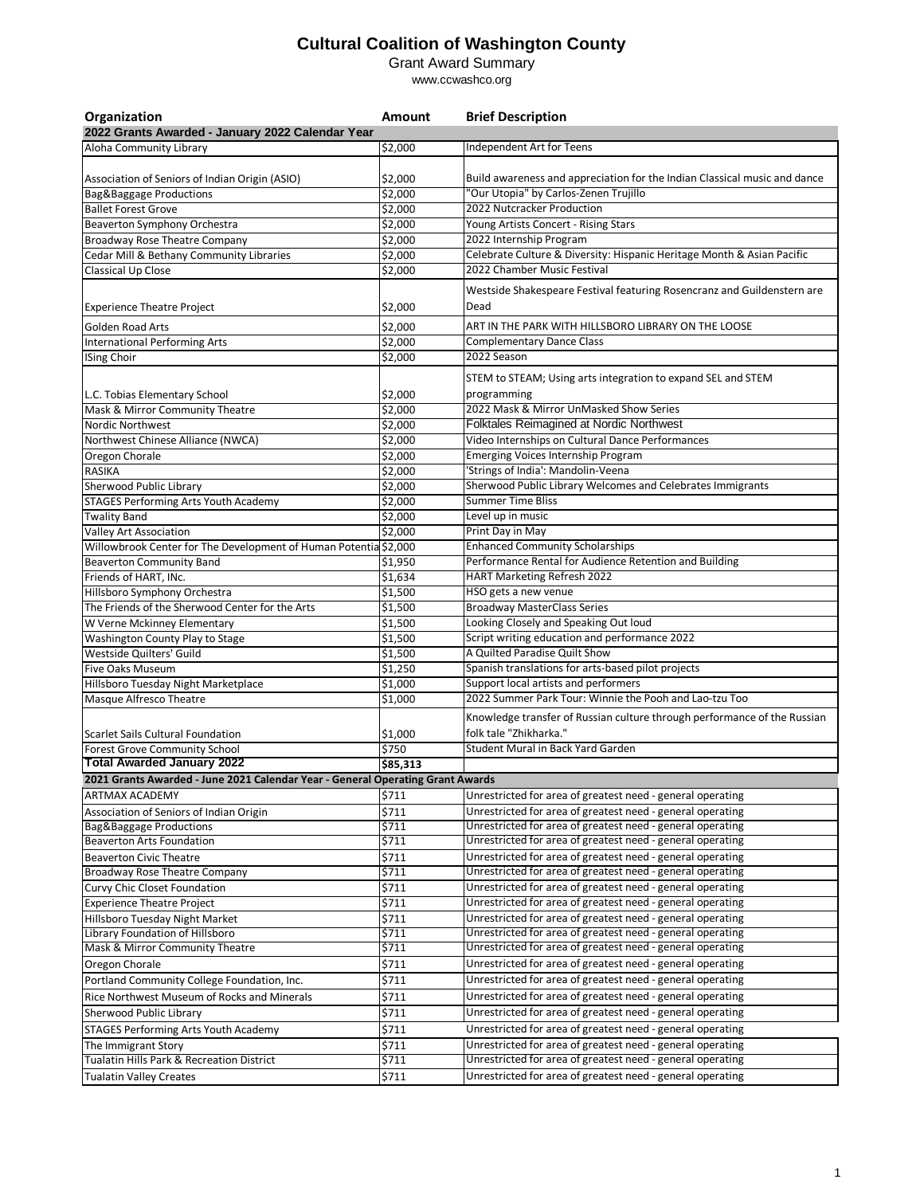# Cultural Coalition of Washington County

Grant Award Summary

www.ccwashco.org

| Organization | Amount | Brief Description |
|---|---|---|
| **2022 Grants Awarded - January 2022 Calendar Year** | | |
| Aloha Community Library | $2,000 | Independent Art for Teens |
| Association of Seniors of Indian Origin (ASIO) | $2,000 | Build awareness and appreciation for the Indian Classical music and dance |
| Bag&Baggage Productions | $2,000 | "Our Utopia" by Carlos-Zenen Trujillo |
| Ballet Forest Grove | $2,000 | 2022 Nutcracker Production |
| Beaverton Symphony Orchestra | $2,000 | Young Artists Concert - Rising Stars |
| Broadway Rose Theatre Company | $2,000 | 2022 Internship Program |
| Cedar Mill & Bethany Community Libraries | $2,000 | Celebrate Culture & Diversity: Hispanic Heritage Month & Asian Pacific |
| Classical Up Close | $2,000 | 2022 Chamber Music Festival |
| Experience Theatre Project | $2,000 | Westside Shakespeare Festival featuring Rosencranz and Guildenstern are Dead |
| Golden Road Arts | $2,000 | ART IN THE PARK WITH HILLSBORO LIBRARY ON THE LOOSE |
| International Performing Arts | $2,000 | Complementary Dance Class |
| ISing Choir | $2,000 | 2022 Season |
| L.C. Tobias Elementary School | $2,000 | STEM to STEAM; Using arts integration to expand SEL and STEM programming |
| Mask & Mirror Community Theatre | $2,000 | 2022 Mask & Mirror UnMasked Show Series |
| Nordic Northwest | $2,000 | Folktales Reimagined at Nordic Northwest |
| Northwest Chinese Alliance (NWCA) | $2,000 | Video Internships on Cultural Dance Performances |
| Oregon Chorale | $2,000 | Emerging Voices Internship Program |
| RASIKA | $2,000 | 'Strings of India': Mandolin-Veena |
| Sherwood Public Library | $2,000 | Sherwood Public Library Welcomes and Celebrates Immigrants |
| STAGES Performing Arts Youth Academy | $2,000 | Summer Time Bliss |
| Twality Band | $2,000 | Level up in music |
| Valley Art Association | $2,000 | Print Day in May |
| Willowbrook Center for The Development of Human Potentia | $2,000 | Enhanced Community Scholarships |
| Beaverton Community Band | $1,950 | Performance Rental for Audience Retention and Building |
| Friends of HART, INc. | $1,634 | HART Marketing Refresh 2022 |
| Hillsboro Symphony Orchestra | $1,500 | HSO gets a new venue |
| The Friends of the Sherwood Center for the Arts | $1,500 | Broadway MasterClass Series |
| W Verne Mckinney Elementary | $1,500 | Looking Closely and Speaking Out loud |
| Washington County Play to Stage | $1,500 | Script writing education and performance 2022 |
| Westside Quilters' Guild | $1,500 | A Quilted Paradise Quilt Show |
| Five Oaks Museum | $1,250 | Spanish translations for arts-based pilot projects |
| Hillsboro Tuesday Night Marketplace | $1,000 | Support local artists and performers |
| Masque Alfresco Theatre | $1,000 | 2022 Summer Park Tour: Winnie the Pooh and Lao-tzu Too |
| Scarlet Sails Cultural Foundation | $1,000 | Knowledge transfer of Russian culture through performance of the Russian folk tale "Zhikharka." |
| Forest Grove Community School | $750 | Student Mural in Back Yard Garden |
| **Total Awarded January 2022** | **$85,313** | |
| **2021 Grants Awarded - June 2021 Calendar Year - General Operating Grant Awards** | | |
| ARTMAX ACADEMY | $711 | Unrestricted for area of greatest need - general operating |
| Association of Seniors of Indian Origin | $711 | Unrestricted for area of greatest need - general operating |
| Bag&Baggage Productions | $711 | Unrestricted for area of greatest need - general operating |
| Beaverton Arts Foundation | $711 | Unrestricted for area of greatest need - general operating |
| Beaverton Civic Theatre | $711 | Unrestricted for area of greatest need - general operating |
| Broadway Rose Theatre Company | $711 | Unrestricted for area of greatest need - general operating |
| Curvy Chic Closet Foundation | $711 | Unrestricted for area of greatest need - general operating |
| Experience Theatre Project | $711 | Unrestricted for area of greatest need - general operating |
| Hillsboro Tuesday Night Market | $711 | Unrestricted for area of greatest need - general operating |
| Library Foundation of Hillsboro | $711 | Unrestricted for area of greatest need - general operating |
| Mask & Mirror Community Theatre | $711 | Unrestricted for area of greatest need - general operating |
| Oregon Chorale | $711 | Unrestricted for area of greatest need - general operating |
| Portland Community College Foundation, Inc. | $711 | Unrestricted for area of greatest need - general operating |
| Rice Northwest Museum of Rocks and Minerals | $711 | Unrestricted for area of greatest need - general operating |
| Sherwood Public Library | $711 | Unrestricted for area of greatest need - general operating |
| STAGES Performing Arts Youth Academy | $711 | Unrestricted for area of greatest need - general operating |
| The Immigrant Story | $711 | Unrestricted for area of greatest need - general operating |
| Tualatin Hills Park & Recreation District | $711 | Unrestricted for area of greatest need - general operating |
| Tualatin Valley Creates | $711 | Unrestricted for area of greatest need - general operating |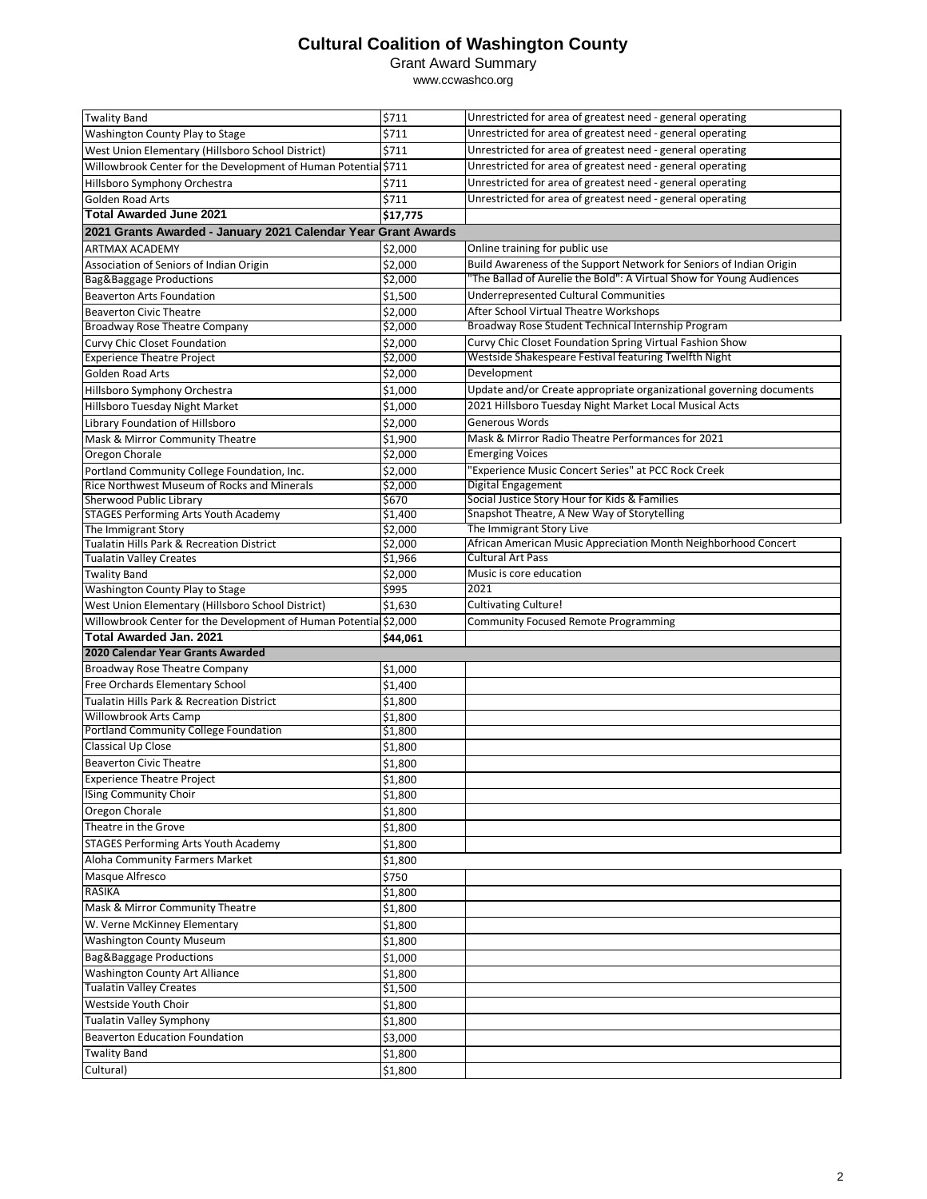# Cultural Coalition of Washington County

Grant Award Summary

www.ccwashco.org

| | | |
|---|---|---|
| Twality Band | $711 | Unrestricted for area of greatest need - general operating |
| Washington County Play to Stage | $711 | Unrestricted for area of greatest need - general operating |
| West Union Elementary (Hillsboro School District) | $711 | Unrestricted for area of greatest need - general operating |
| Willowbrook Center for the Development of Human Potential | $711 | Unrestricted for area of greatest need - general operating |
| Hillsboro Symphony Orchestra | $711 | Unrestricted for area of greatest need - general operating |
| Golden Road Arts | $711 | Unrestricted for area of greatest need - general operating |
| **Total Awarded June 2021** | **$17,775** | |
| **2021 Grants Awarded - January 2021 Calendar Year Grant Awards** | | |
| ARTMAX ACADEMY | $2,000 | Online training for public use |
| Association of Seniors of Indian Origin | $2,000 | Build Awareness of the Support Network for Seniors of Indian Origin |
| Bag&Baggage Productions | $2,000 | "The Ballad of Aurelie the Bold": A Virtual Show for Young Audiences |
| Beaverton Arts Foundation | $1,500 | Underrepresented Cultural Communities |
| Beaverton Civic Theatre | $2,000 | After School Virtual Theatre Workshops |
| Broadway Rose Theatre Company | $2,000 | Broadway Rose Student Technical Internship Program |
| Curvy Chic Closet Foundation | $2,000 | Curvy Chic Closet Foundation Spring Virtual Fashion Show |
| Experience Theatre Project | $2,000 | Westside Shakespeare Festival featuring Twelfth Night |
| Golden Road Arts | $2,000 | Development |
| Hillsboro Symphony Orchestra | $1,000 | Update and/or Create appropriate organizational governing documents |
| Hillsboro Tuesday Night Market | $1,000 | 2021 Hillsboro Tuesday Night Market Local Musical Acts |
| Library Foundation of Hillsboro | $2,000 | Generous Words |
| Mask & Mirror Community Theatre | $1,900 | Mask & Mirror Radio Theatre Performances for 2021 |
| Oregon Chorale | $2,000 | Emerging Voices |
| Portland Community College Foundation, Inc. | $2,000 | "Experience Music Concert Series" at PCC Rock Creek |
| Rice Northwest Museum of Rocks and Minerals | $2,000 | Digital Engagement |
| Sherwood Public Library | $670 | Social Justice Story Hour for Kids & Families |
| STAGES Performing Arts Youth Academy | $1,400 | Snapshot Theatre, A New Way of Storytelling |
| The Immigrant Story | $2,000 | The Immigrant Story Live |
| Tualatin Hills Park & Recreation District | $2,000 | African American Music Appreciation Month Neighborhood Concert |
| Tualatin Valley Creates | $1,966 | Cultural Art Pass |
| Twality Band | $2,000 | Music is core education |
| Washington County Play to Stage | $995 | 2021 |
| West Union Elementary (Hillsboro School District) | $1,630 | Cultivating Culture! |
| Willowbrook Center for the Development of Human Potential | $2,000 | Community Focused Remote Programming |
| **Total Awarded Jan. 2021** | **$44,061** | |
| **2020 Calendar Year Grants Awarded** | | |
| Broadway Rose Theatre Company | $1,000 | |
| Free Orchards Elementary School | $1,400 | |
| Tualatin Hills Park & Recreation District | $1,800 | |
| Willowbrook Arts Camp | $1,800 | |
| Portland Community College Foundation | $1,800 | |
| Classical Up Close | $1,800 | |
| Beaverton Civic Theatre | $1,800 | |
| Experience Theatre Project | $1,800 | |
| ISing Community Choir | $1,800 | |
| Oregon Chorale | $1,800 | |
| Theatre in the Grove | $1,800 | |
| STAGES Performing Arts Youth Academy | $1,800 | |
| Aloha Community Farmers Market | $1,800 | |
| Masque Alfresco | $750 | |
| RASIKA | $1,800 | |
| Mask & Mirror Community Theatre | $1,800 | |
| W. Verne McKinney Elementary | $1,800 | |
| Washington County Museum | $1,800 | |
| Bag&Baggage Productions | $1,000 | |
| Washington County Art Alliance | $1,800 | |
| Tualatin Valley Creates | $1,500 | |
| Westside Youth Choir | $1,800 | |
| Tualatin Valley Symphony | $1,800 | |
| Beaverton Education Foundation | $3,000 | |
| Twality Band | $1,800 | |
| Cultural) | $1,800 | |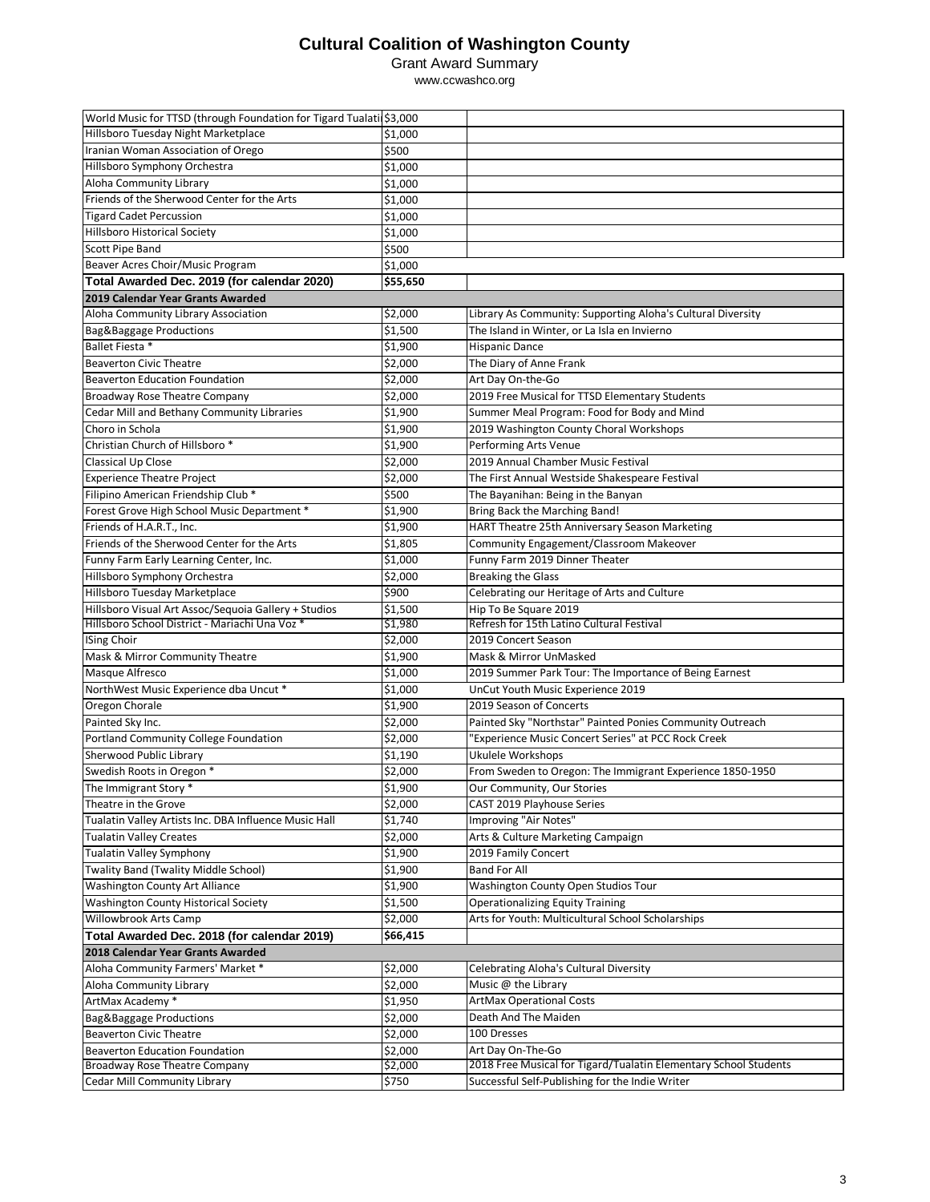# Cultural Coalition of Washington County

Grant Award Summary

www.ccwashco.org

| | | |
|---|---|---|
| World Music for TTSD (through Foundation for Tigard Tualati | $3,000 | |
| Hillsboro Tuesday Night Marketplace | $1,000 | |
| Iranian Woman Association of Orego | $500 | |
| Hillsboro Symphony Orchestra | $1,000 | |
| Aloha Community Library | $1,000 | |
| Friends of the Sherwood Center for the Arts | $1,000 | |
| Tigard Cadet Percussion | $1,000 | |
| Hillsboro Historical Society | $1,000 | |
| Scott Pipe Band | $500 | |
| Beaver Acres Choir/Music Program | $1,000 | |
| **Total Awarded Dec. 2019 (for calendar 2020)** | **$55,650** | |
| **2019 Calendar Year Grants Awarded** | | |
| Aloha Community Library Association | $2,000 | Library As Community: Supporting Aloha's Cultural Diversity |
| Bag&Baggage Productions | $1,500 | The Island in Winter, or La Isla en Invierno |
| Ballet Fiesta * | $1,900 | Hispanic Dance |
| Beaverton Civic Theatre | $2,000 | The Diary of Anne Frank |
| Beaverton Education Foundation | $2,000 | Art Day On-the-Go |
| Broadway Rose Theatre Company | $2,000 | 2019 Free Musical for TTSD Elementary Students |
| Cedar Mill and Bethany Community Libraries | $1,900 | Summer Meal Program: Food for Body and Mind |
| Choro in Schola | $1,900 | 2019 Washington County Choral Workshops |
| Christian Church of Hillsboro * | $1,900 | Performing Arts Venue |
| Classical Up Close | $2,000 | 2019 Annual Chamber Music Festival |
| Experience Theatre Project | $2,000 | The First Annual Westside Shakespeare Festival |
| Filipino American Friendship Club * | $500 | The Bayanihan: Being in the Banyan |
| Forest Grove High School Music Department * | $1,900 | Bring Back the Marching Band! |
| Friends of H.A.R.T., Inc. | $1,900 | HART Theatre 25th Anniversary Season Marketing |
| Friends of the Sherwood Center for the Arts | $1,805 | Community Engagement/Classroom Makeover |
| Funny Farm Early Learning Center, Inc. | $1,000 | Funny Farm 2019 Dinner Theater |
| Hillsboro Symphony Orchestra | $2,000 | Breaking the Glass |
| Hillsboro Tuesday Marketplace | $900 | Celebrating our Heritage of Arts and Culture |
| Hillsboro Visual Art Assoc/Sequoia Gallery + Studios | $1,500 | Hip To Be Square 2019 |
| Hillsboro School District - Mariachi Una Voz * | $1,980 | Refresh for 15th Latino Cultural Festival |
| ISing Choir | $2,000 | 2019 Concert Season |
| Mask & Mirror Community Theatre | $1,900 | Mask & Mirror UnMasked |
| Masque Alfresco | $1,000 | 2019 Summer Park Tour: The Importance of Being Earnest |
| NorthWest Music Experience dba Uncut * | $1,000 | UnCut Youth Music Experience 2019 |
| Oregon Chorale | $1,900 | 2019 Season of Concerts |
| Painted Sky Inc. | $2,000 | Painted Sky "Northstar" Painted Ponies Community Outreach |
| Portland Community College Foundation | $2,000 | "Experience Music Concert Series" at PCC Rock Creek |
| Sherwood Public Library | $1,190 | Ukulele Workshops |
| Swedish Roots in Oregon * | $2,000 | From Sweden to Oregon: The Immigrant Experience 1850-1950 |
| The Immigrant Story * | $1,900 | Our Community, Our Stories |
| Theatre in the Grove | $2,000 | CAST 2019 Playhouse Series |
| Tualatin Valley Artists Inc. DBA Influence Music Hall | $1,740 | Improving "Air Notes" |
| Tualatin Valley Creates | $2,000 | Arts & Culture Marketing Campaign |
| Tualatin Valley Symphony | $1,900 | 2019 Family Concert |
| Twality Band (Twality Middle School) | $1,900 | Band For All |
| Washington County Art Alliance | $1,900 | Washington County Open Studios Tour |
| Washington County Historical Society | $1,500 | Operationalizing Equity Training |
| Willowbrook Arts Camp | $2,000 | Arts for Youth: Multicultural School Scholarships |
| **Total Awarded Dec. 2018 (for calendar 2019)** | **$66,415** | |
| **2018 Calendar Year Grants Awarded** | | |
| Aloha Community Farmers' Market * | $2,000 | Celebrating Aloha's Cultural Diversity |
| Aloha Community Library | $2,000 | Music @ the Library |
| ArtMax Academy * | $1,950 | ArtMax Operational Costs |
| Bag&Baggage Productions | $2,000 | Death And The Maiden |
| Beaverton Civic Theatre | $2,000 | 100 Dresses |
| Beaverton Education Foundation | $2,000 | Art Day On-The-Go |
| Broadway Rose Theatre Company | $2,000 | 2018 Free Musical for Tigard/Tualatin Elementary School Students |
| Cedar Mill Community Library | $750 | Successful Self-Publishing for the Indie Writer |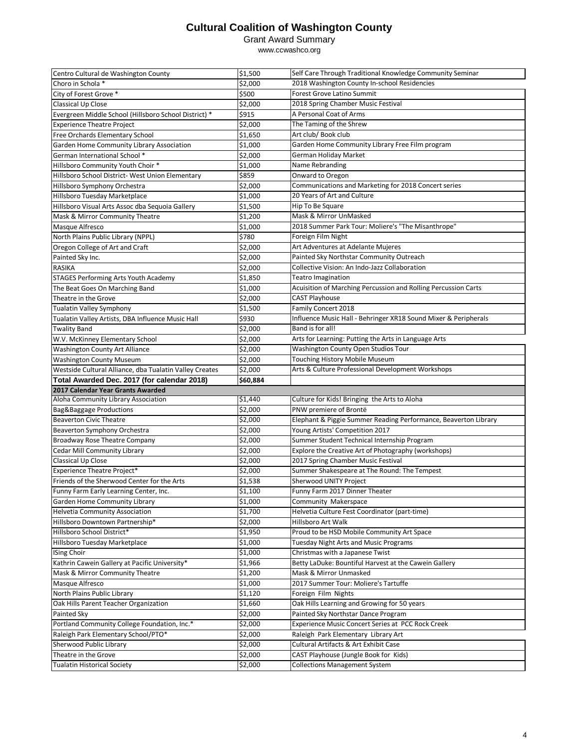# Cultural Coalition of Washington County

Grant Award Summary

www.ccwashco.org

| | | |
|---|---|---|
| Centro Cultural de Washington County | $1,500 | Self Care Through Traditional Knowledge Community Seminar |
| Choro in Schola * | $2,000 | 2018 Washington County In-school Residencies |
| City of Forest Grove * | $500 | Forest Grove Latino Summit |
| Classical Up Close | $2,000 | 2018 Spring Chamber Music Festival |
| Evergreen Middle School (Hillsboro School District) * | $915 | A Personal Coat of Arms |
| Experience Theatre Project | $2,000 | The Taming of the Shrew |
| Free Orchards Elementary School | $1,650 | Art club/ Book club |
| Garden Home Community Library Association | $1,000 | Garden Home Community Library Free Film program |
| German International School * | $2,000 | German Holiday Market |
| Hillsboro Community Youth Choir * | $1,000 | Name Rebranding |
| Hillsboro School District- West Union Elementary | $859 | Onward to Oregon |
| Hillsboro Symphony Orchestra | $2,000 | Communications and Marketing for 2018 Concert series |
| Hillsboro Tuesday Marketplace | $1,000 | 20 Years of Art and Culture |
| Hillsboro Visual Arts Assoc dba Sequoia Gallery | $1,500 | Hip To Be Square |
| Mask & Mirror Community Theatre | $1,200 | Mask & Mirror UnMasked |
| Masque Alfresco | $1,000 | 2018 Summer Park Tour: Moliere's "The Misanthrope" |
| North Plains Public Library (NPPL) | $780 | Foreign Film Night |
| Oregon College of Art and Craft | $2,000 | Art Adventures at Adelante Mujeres |
| Painted Sky Inc. | $2,000 | Painted Sky Northstar Community Outreach |
| RASIKA | $2,000 | Collective Vision: An Indo-Jazz Collaboration |
| STAGES Performing Arts Youth Academy | $1,850 | Teatro Imagination |
| The Beat Goes On Marching Band | $1,000 | Acuisition of Marching Percussion and Rolling Percussion Carts |
| Theatre in the Grove | $2,000 | CAST Playhouse |
| Tualatin Valley Symphony | $1,500 | Family Concert 2018 |
| Tualatin Valley Artists, DBA Influence Music Hall | $930 | Influence Music Hall - Behringer XR18 Sound Mixer & Peripherals |
| Twality Band | $2,000 | Band is for all! |
| W.V. McKinney Elementary School | $2,000 | Arts for Learning: Putting the Arts in Language Arts |
| Washington County Art Alliance | $2,000 | Washington County Open Studios Tour |
| Washington County Museum | $2,000 | Touching History Mobile Museum |
| Westside Cultural Alliance, dba Tualatin Valley Creates | $2,000 | Arts & Culture Professional Development Workshops |
| **Total Awarded Dec. 2017 (for calendar 2018)** | **$60,884** | |
| **2017 Calendar Year Grants Awarded** | | |
| Aloha Community Library Association | $1,440 | Culture for Kids! Bringing the Arts to Aloha |
| Bag&Baggage Productions | $2,000 | PNW premiere of Brontë |
| Beaverton Civic Theatre | $2,000 | Elephant & Piggie Summer Reading Performance, Beaverton Library |
| Beaverton Symphony Orchestra | $2,000 | Young Artists' Competition 2017 |
| Broadway Rose Theatre Company | $2,000 | Summer Student Technical Internship Program |
| Cedar Mill Community Library | $2,000 | Explore the Creative Art of Photography (workshops) |
| Classical Up Close | $2,000 | 2017 Spring Chamber Music Festival |
| Experience Theatre Project* | $2,000 | Summer Shakespeare at The Round: The Tempest |
| Friends of the Sherwood Center for the Arts | $1,538 | Sherwood UNITY Project |
| Funny Farm Early Learning Center, Inc. | $1,100 | Funny Farm 2017 Dinner Theater |
| Garden Home Community Library | $1,000 | Community Makerspace |
| Helvetia Community Association | $1,700 | Helvetia Culture Fest Coordinator (part-time) |
| Hillsboro Downtown Partnership* | $2,000 | Hillsboro Art Walk |
| Hillsboro School District* | $1,950 | Proud to be HSD Mobile Community Art Space |
| Hillsboro Tuesday Marketplace | $1,000 | Tuesday Night Arts and Music Programs |
| ISing Choir | $1,000 | Christmas with a Japanese Twist |
| Kathrin Cawein Gallery at Pacific University* | $1,966 | Betty LaDuke: Bountiful Harvest at the Cawein Gallery |
| Mask & Mirror Community Theatre | $1,200 | Mask & Mirror Unmasked |
| Masque Alfresco | $1,000 | 2017 Summer Tour: Moliere's Tartuffe |
| North Plains Public Library | $1,120 | Foreign Film Nights |
| Oak Hills Parent Teacher Organization | $1,660 | Oak Hills Learning and Growing for 50 years |
| Painted Sky | $2,000 | Painted Sky Northstar Dance Program |
| Portland Community College Foundation, Inc.* | $2,000 | Experience Music Concert Series at PCC Rock Creek |
| Raleigh Park Elementary School/PTO* | $2,000 | Raleigh Park Elementary Library Art |
| Sherwood Public Library | $2,000 | Cultural Artifacts & Art Exhibit Case |
| Theatre in the Grove | $2,000 | CAST Playhouse (Jungle Book for Kids) |
| Tualatin Historical Society | $2,000 | Collections Management System |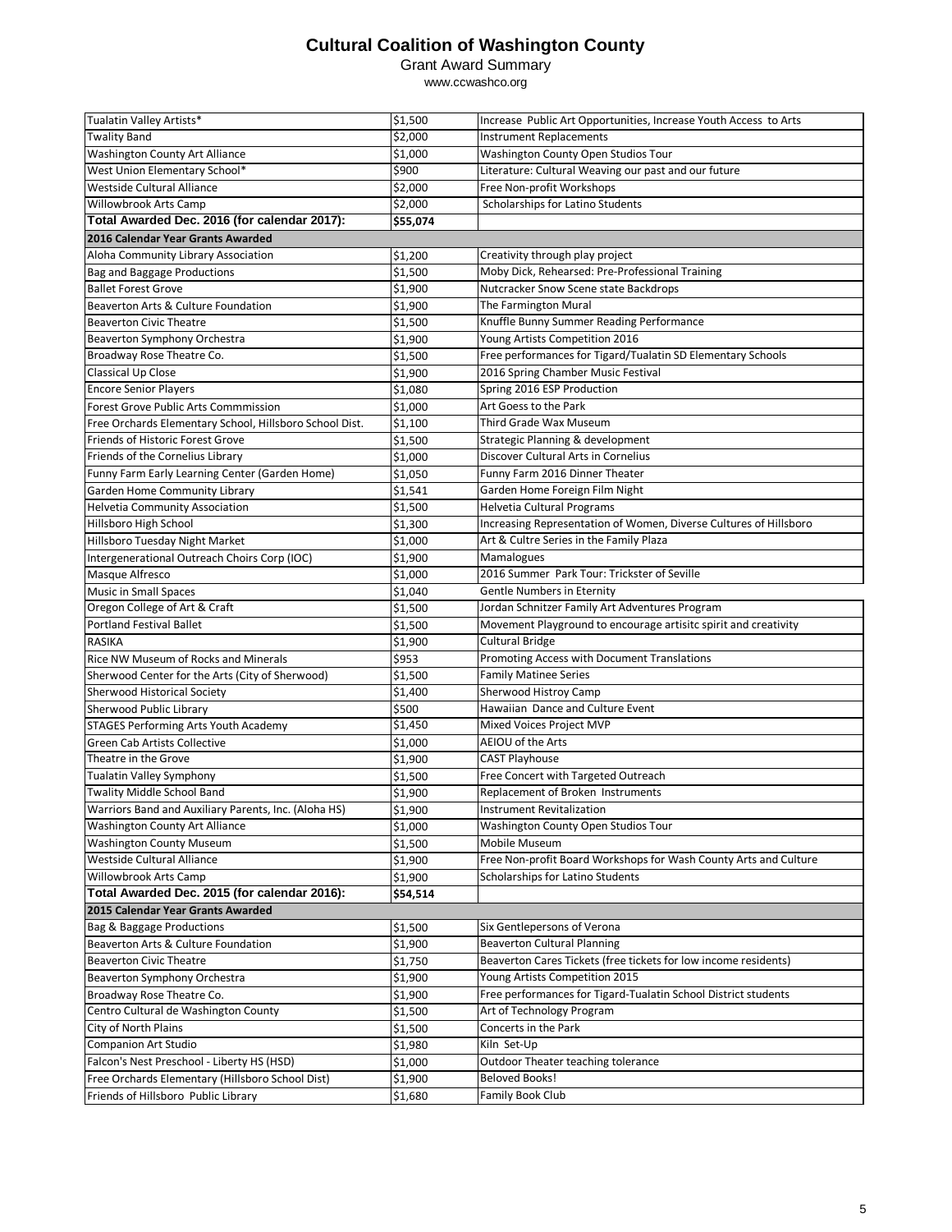# Cultural Coalition of Washington County

Grant Award Summary

www.ccwashco.org

| | | |
|---|---|---|
| Tualatin Valley Artists* | $1,500 | Increase Public Art Opportunities, Increase Youth Access to Arts |
| Twality Band | $2,000 | Instrument Replacements |
| Washington County Art Alliance | $1,000 | Washington County Open Studios Tour |
| West Union Elementary School* | $900 | Literature: Cultural Weaving our past and our future |
| Westside Cultural Alliance | $2,000 | Free Non-profit Workshops |
| Willowbrook Arts Camp | $2,000 | Scholarships for Latino Students |
| **Total Awarded Dec. 2016 (for calendar 2017):** | **$55,074** | |
| **2016 Calendar Year Grants Awarded** | | |
| Aloha Community Library Association | $1,200 | Creativity through play project |
| Bag and Baggage Productions | $1,500 | Moby Dick, Rehearsed: Pre-Professional Training |
| Ballet Forest Grove | $1,900 | Nutcracker Snow Scene state Backdrops |
| Beaverton Arts & Culture Foundation | $1,900 | The Farmington Mural |
| Beaverton Civic Theatre | $1,500 | Knuffle Bunny Summer Reading Performance |
| Beaverton Symphony Orchestra | $1,900 | Young Artists Competition 2016 |
| Broadway Rose Theatre Co. | $1,500 | Free performances for Tigard/Tualatin SD Elementary Schools |
| Classical Up Close | $1,900 | 2016 Spring Chamber Music Festival |
| Encore Senior Players | $1,080 | Spring 2016 ESP Production |
| Forest Grove Public Arts Commmission | $1,000 | Art Goess to the Park |
| Free Orchards Elementary School, Hillsboro School Dist. | $1,100 | Third Grade Wax Museum |
| Friends of Historic Forest Grove | $1,500 | Strategic Planning & development |
| Friends of the Cornelius Library | $1,000 | Discover Cultural Arts in Cornelius |
| Funny Farm Early Learning Center (Garden Home) | $1,050 | Funny Farm 2016 Dinner Theater |
| Garden Home Community Library | $1,541 | Garden Home Foreign Film Night |
| Helvetia Community Association | $1,500 | Helvetia Cultural Programs |
| Hillsboro High School | $1,300 | Increasing Representation of Women, Diverse Cultures of Hillsboro |
| Hillsboro Tuesday Night Market | $1,000 | Art & Cultre Series in the Family Plaza |
| Intergenerational Outreach Choirs Corp (IOC) | $1,900 | Mamalogues |
| Masque Alfresco | $1,000 | 2016 Summer Park Tour: Trickster of Seville |
| Music in Small Spaces | $1,040 | Gentle Numbers in Eternity |
| Oregon College of Art & Craft | $1,500 | Jordan Schnitzer Family Art Adventures Program |
| Portland Festival Ballet | $1,500 | Movement Playground to encourage artisitc spirit and creativity |
| RASIKA | $1,900 | Cultural Bridge |
| Rice NW Museum of Rocks and Minerals | $953 | Promoting Access with Document Translations |
| Sherwood Center for the Arts (City of Sherwood) | $1,500 | Family Matinee Series |
| Sherwood Historical Society | $1,400 | Sherwood Histroy Camp |
| Sherwood Public Library | $500 | Hawaiian Dance and Culture Event |
| STAGES Performing Arts Youth Academy | $1,450 | Mixed Voices Project MVP |
| Green Cab Artists Collective | $1,000 | AEIOU of the Arts |
| Theatre in the Grove | $1,900 | CAST Playhouse |
| Tualatin Valley Symphony | $1,500 | Free Concert with Targeted Outreach |
| Twality Middle School Band | $1,900 | Replacement of Broken Instruments |
| Warriors Band and Auxiliary Parents, Inc. (Aloha HS) | $1,900 | Instrument Revitalization |
| Washington County Art Alliance | $1,000 | Washington County Open Studios Tour |
| Washington County Museum | $1,500 | Mobile Museum |
| Westside Cultural Alliance | $1,900 | Free Non-profit Board Workshops for Wash County Arts and Culture |
| Willowbrook Arts Camp | $1,900 | Scholarships for Latino Students |
| **Total Awarded Dec. 2015 (for calendar 2016):** | **$54,514** | |
| **2015 Calendar Year Grants Awarded** | | |
| Bag & Baggage Productions | $1,500 | Six Gentlepersons of Verona |
| Beaverton Arts & Culture Foundation | $1,900 | Beaverton Cultural Planning |
| Beaverton Civic Theatre | $1,750 | Beaverton Cares Tickets (free tickets for low income residents) |
| Beaverton Symphony Orchestra | $1,900 | Young Artists Competition 2015 |
| Broadway Rose Theatre Co. | $1,900 | Free performances for Tigard-Tualatin School District students |
| Centro Cultural de Washington County | $1,500 | Art of Technology Program |
| City of North Plains | $1,500 | Concerts in the Park |
| Companion Art Studio | $1,980 | Kiln Set-Up |
| Falcon's Nest Preschool - Liberty HS (HSD) | $1,000 | Outdoor Theater teaching tolerance |
| Free Orchards Elementary (Hillsboro School Dist) | $1,900 | Beloved Books! |
| Friends of Hillsboro Public Library | $1,680 | Family Book Club |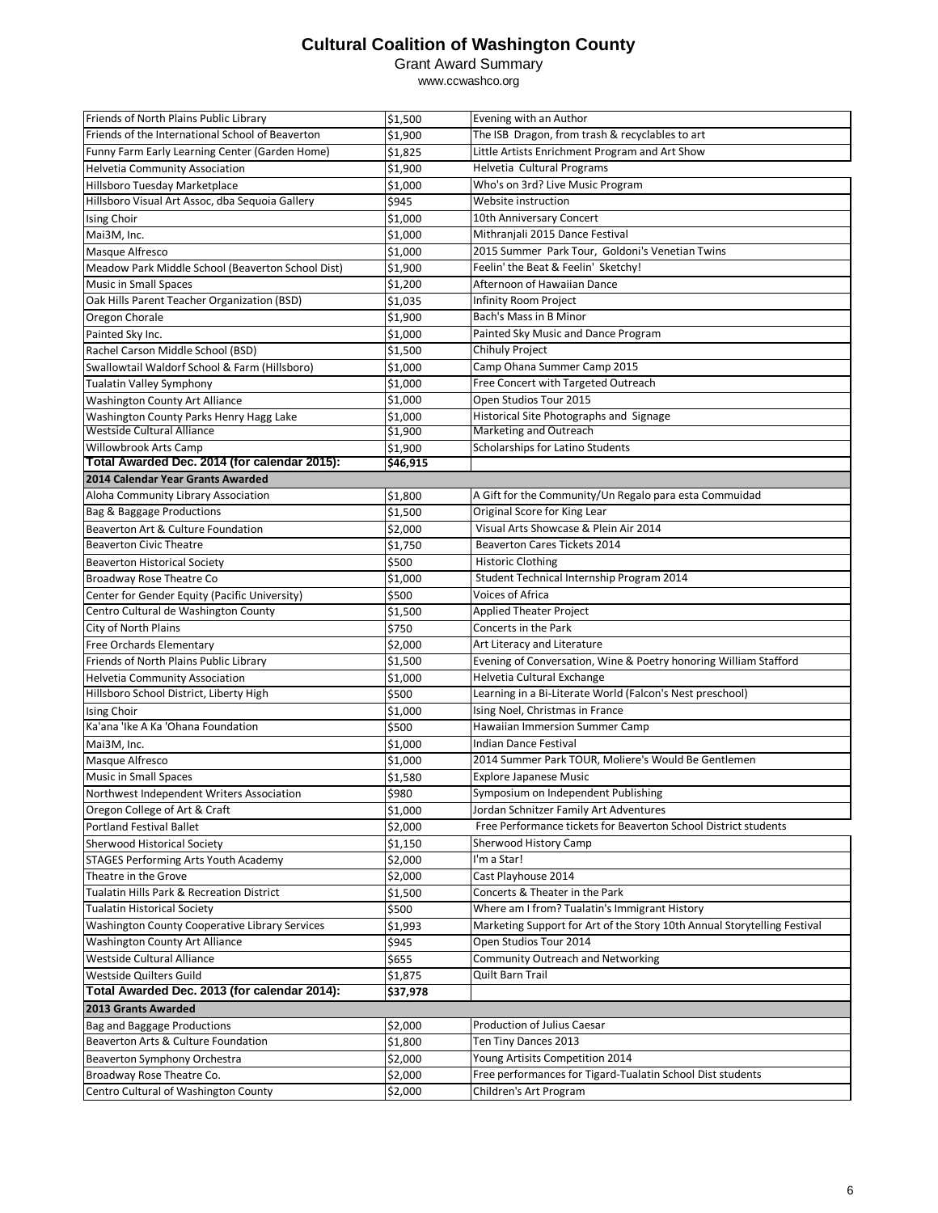# Cultural Coalition of Washington County

Grant Award Summary

www.ccwashco.org

| | | |
|---|---|---|
| Friends of North Plains Public Library | $1,500 | Evening with an Author |
| Friends of the International School of Beaverton | $1,900 | The ISB Dragon, from trash & recyclables to art |
| Funny Farm Early Learning Center (Garden Home) | $1,825 | Little Artists Enrichment Program and Art Show |
| Helvetia Community Association | $1,900 | Helvetia Cultural Programs |
| Hillsboro Tuesday Marketplace | $1,000 | Who's on 3rd? Live Music Program |
| Hillsboro Visual Art Assoc, dba Sequoia Gallery | $945 | Website instruction |
| Ising Choir | $1,000 | 10th Anniversary Concert |
| Mai3M, Inc. | $1,000 | Mithranjali 2015 Dance Festival |
| Masque Alfresco | $1,000 | 2015 Summer Park Tour, Goldoni's Venetian Twins |
| Meadow Park Middle School (Beaverton School Dist) | $1,900 | Feelin' the Beat & Feelin' Sketchy! |
| Music in Small Spaces | $1,200 | Afternoon of Hawaiian Dance |
| Oak Hills Parent Teacher Organization (BSD) | $1,035 | Infinity Room Project |
| Oregon Chorale | $1,900 | Bach's Mass in B Minor |
| Painted Sky Inc. | $1,000 | Painted Sky Music and Dance Program |
| Rachel Carson Middle School (BSD) | $1,500 | Chihuly Project |
| Swallowtail Waldorf School & Farm (Hillsboro) | $1,000 | Camp Ohana Summer Camp 2015 |
| Tualatin Valley Symphony | $1,000 | Free Concert with Targeted Outreach |
| Washington County Art Alliance | $1,000 | Open Studios Tour 2015 |
| Washington County Parks Henry Hagg Lake | $1,000 | Historical Site Photographs and Signage |
| Westside Cultural Alliance | $1,900 | Marketing and Outreach |
| Willowbrook Arts Camp | $1,900 | Scholarships for Latino Students |
| **Total Awarded Dec. 2014 (for calendar 2015):** | **$46,915** | |
| **2014 Calendar Year Grants Awarded** | | |
| Aloha Community Library Association | $1,800 | A Gift for the Community/Un Regalo para esta Commuidad |
| Bag & Baggage Productions | $1,500 | Original Score for King Lear |
| Beaverton Art & Culture Foundation | $2,000 | Visual Arts Showcase & Plein Air 2014 |
| Beaverton Civic Theatre | $1,750 | Beaverton Cares Tickets 2014 |
| Beaverton Historical Society | $500 | Historic Clothing |
| Broadway Rose Theatre Co | $1,000 | Student Technical Internship Program 2014 |
| Center for Gender Equity (Pacific University) | $500 | Voices of Africa |
| Centro Cultural de Washington County | $1,500 | Applied Theater Project |
| City of North Plains | $750 | Concerts in the Park |
| Free Orchards Elementary | $2,000 | Art Literacy and Literature |
| Friends of North Plains Public Library | $1,500 | Evening of Conversation, Wine & Poetry honoring William Stafford |
| Helvetia Community Association | $1,000 | Helvetia Cultural Exchange |
| Hillsboro School District, Liberty High | $500 | Learning in a Bi-Literate World (Falcon's Nest preschool) |
| Ising Choir | $1,000 | Ising Noel, Christmas in France |
| Ka'ana 'Ike A Ka 'Ohana Foundation | $500 | Hawaiian Immersion Summer Camp |
| Mai3M, Inc. | $1,000 | Indian Dance Festival |
| Masque Alfresco | $1,000 | 2014 Summer Park TOUR, Moliere's Would Be Gentlemen |
| Music in Small Spaces | $1,580 | Explore Japanese Music |
| Northwest Independent Writers Association | $980 | Symposium on Independent Publishing |
| Oregon College of Art & Craft | $1,000 | Jordan Schnitzer Family Art Adventures |
| Portland Festival Ballet | $2,000 | Free Performance tickets for Beaverton School District students |
| Sherwood Historical Society | $1,150 | Sherwood History Camp |
| STAGES Performing Arts Youth Academy | $2,000 | I'm a Star! |
| Theatre in the Grove | $2,000 | Cast Playhouse 2014 |
| Tualatin Hills Park & Recreation District | $1,500 | Concerts & Theater in the Park |
| Tualatin Historical Society | $500 | Where am I from? Tualatin's Immigrant History |
| Washington County Cooperative Library Services | $1,993 | Marketing Support for Art of the Story 10th Annual Storytelling Festival |
| Washington County Art Alliance | $945 | Open Studios Tour 2014 |
| Westside Cultural Alliance | $655 | Community Outreach and Networking |
| Westside Quilters Guild | $1,875 | Quilt Barn Trail |
| **Total Awarded Dec. 2013 (for calendar 2014):** | **$37,978** | |
| **2013 Grants Awarded** | | |
| Bag and Baggage Productions | $2,000 | Production of Julius Caesar |
| Beaverton Arts & Culture Foundation | $1,800 | Ten Tiny Dances 2013 |
| Beaverton Symphony Orchestra | $2,000 | Young Artisits Competition 2014 |
| Broadway Rose Theatre Co. | $2,000 | Free performances for Tigard-Tualatin School Dist students |
| Centro Cultural of Washington County | $2,000 | Children's Art Program |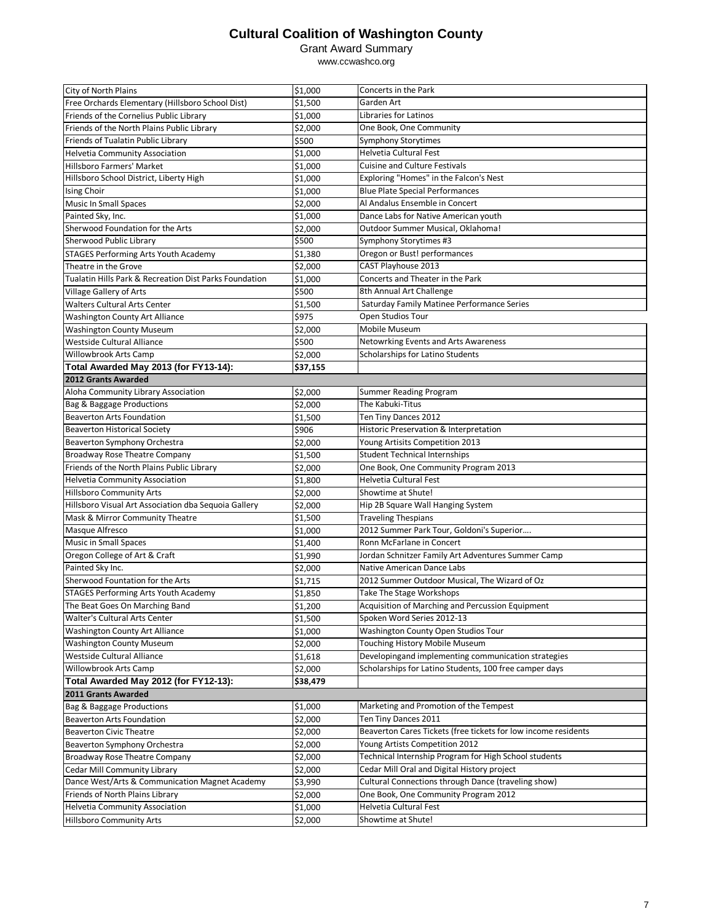# Cultural Coalition of Washington County

Grant Award Summary

www.ccwashco.org

| | | |
|---|---|---|
| City of North Plains | $1,000 | Concerts in the Park |
| Free Orchards Elementary (Hillsboro School Dist) | $1,500 | Garden Art |
| Friends of the Cornelius Public Library | $1,000 | Libraries for Latinos |
| Friends of the North Plains Public Library | $2,000 | One Book, One Community |
| Friends of Tualatin Public Library | $500 | Symphony Storytimes |
| Helvetia Community Association | $1,000 | Helvetia Cultural Fest |
| Hillsboro Farmers' Market | $1,000 | Cuisine and Culture Festivals |
| Hillsboro School District, Liberty High | $1,000 | Exploring "Homes" in the Falcon's Nest |
| Ising Choir | $1,000 | Blue Plate Special Performances |
| Music In Small Spaces | $2,000 | Al Andalus Ensemble in Concert |
| Painted Sky, Inc. | $1,000 | Dance Labs for Native American youth |
| Sherwood Foundation for the Arts | $2,000 | Outdoor Summer Musical, Oklahoma! |
| Sherwood Public Library | $500 | Symphony Storytimes #3 |
| STAGES Performing Arts Youth Academy | $1,380 | Oregon or Bust! performances |
| Theatre in the Grove | $2,000 | CAST Playhouse 2013 |
| Tualatin Hills Park & Recreation Dist Parks Foundation | $1,000 | Concerts and Theater in the Park |
| Village Gallery of Arts | $500 | 8th Annual Art Challenge |
| Walters Cultural Arts Center | $1,500 | Saturday Family Matinee Performance Series |
| Washington County Art Alliance | $975 | Open Studios Tour |
| Washington County Museum | $2,000 | Mobile Museum |
| Westside Cultural Alliance | $500 | Netowrking Events and Arts Awareness |
| Willowbrook Arts Camp | $2,000 | Scholarships for Latino Students |
| **Total Awarded May 2013 (for FY13-14):** | **$37,155** | |
| **2012 Grants Awarded** | | |
| Aloha Community Library Association | $2,000 | Summer Reading Program |
| Bag & Baggage Productions | $2,000 | The Kabuki-Titus |
| Beaverton Arts Foundation | $1,500 | Ten Tiny Dances 2012 |
| Beaverton Historical Society | $906 | Historic Preservation & Interpretation |
| Beaverton Symphony Orchestra | $2,000 | Young Artisits Competition 2013 |
| Broadway Rose Theatre Company | $1,500 | Student Technical Internships |
| Friends of the North Plains Public Library | $2,000 | One Book, One Community Program 2013 |
| Helvetia Community Association | $1,800 | Helvetia Cultural Fest |
| Hillsboro Community Arts | $2,000 | Showtime at Shute! |
| Hillsboro Visual Art Association dba Sequoia Gallery | $2,000 | Hip 2B Square Wall Hanging System |
| Mask & Mirror Community Theatre | $1,500 | Traveling Thespians |
| Masque Alfresco | $1,000 | 2012 Summer Park Tour, Goldoni's Superior…. |
| Music in Small Spaces | $1,400 | Ronn McFarlane in Concert |
| Oregon College of Art & Craft | $1,990 | Jordan Schnitzer Family Art Adventures Summer Camp |
| Painted Sky Inc. | $2,000 | Native American Dance Labs |
| Sherwood Fountation for the Arts | $1,715 | 2012 Summer Outdoor Musical, The Wizard of Oz |
| STAGES Performing Arts Youth Academy | $1,850 | Take The Stage Workshops |
| The Beat Goes On Marching Band | $1,200 | Acquisition of Marching and Percussion Equipment |
| Walter's Cultural Arts Center | $1,500 | Spoken Word Series 2012-13 |
| Washington County Art Alliance | $1,000 | Washington County Open Studios Tour |
| Washington County Museum | $2,000 | Touching History Mobile Museum |
| Westside Cultural Alliance | $1,618 | Developingand implementing communication strategies |
| Willowbrook Arts Camp | $2,000 | Scholarships for Latino Students, 100 free camper days |
| **Total Awarded May 2012 (for FY12-13):** | **$38,479** | |
| **2011 Grants Awarded** | | |
| Bag & Baggage Productions | $1,000 | Marketing and Promotion of the Tempest |
| Beaverton Arts Foundation | $2,000 | Ten Tiny Dances 2011 |
| Beaverton Civic Theatre | $2,000 | Beaverton Cares Tickets (free tickets for low income residents |
| Beaverton Symphony Orchestra | $2,000 | Young Artists Competition 2012 |
| Broadway Rose Theatre Company | $2,000 | Technical Internship Program for High School students |
| Cedar Mill Community Library | $2,000 | Cedar Mill Oral and Digital History project |
| Dance West/Arts & Communication Magnet Academy | $3,990 | Cultural Connections through Dance (traveling show) |
| Friends of North Plains Library | $2,000 | One Book, One Community Program 2012 |
| Helvetia Community Association | $1,000 | Helvetia Cultural Fest |
| Hillsboro Community Arts | $2,000 | Showtime at Shute! |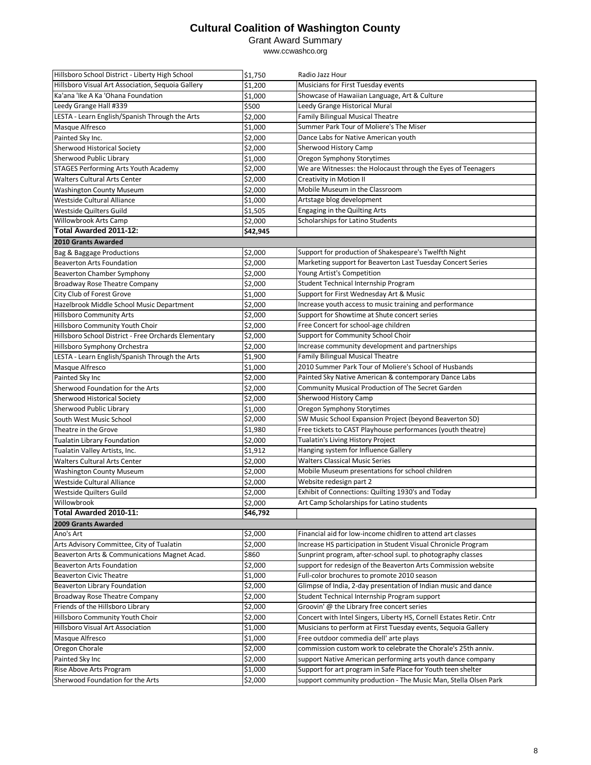# Cultural Coalition of Washington County

Grant Award Summary

www.ccwashco.org

| | | |
|---|---|---|
| Hillsboro School District - Liberty High School | $1,750 | Radio Jazz Hour |
| Hillsboro Visual Art Association, Sequoia Gallery | $1,200 | Musicians for First Tuesday events |
| Ka'ana 'Ike A Ka 'Ohana Foundation | $1,000 | Showcase of Hawaiian Language, Art & Culture |
| Leedy Grange Hall #339 | $500 | Leedy Grange Historical Mural |
| LESTA - Learn English/Spanish Through the Arts | $2,000 | Family Bilingual Musical Theatre |
| Masque Alfresco | $1,000 | Summer Park Tour of Moliere's The Miser |
| Painted Sky Inc. | $2,000 | Dance Labs for Native American youth |
| Sherwood Historical Society | $2,000 | Sherwood History Camp |
| Sherwood Public Library | $1,000 | Oregon Symphony Storytimes |
| STAGES Performing Arts Youth Academy | $2,000 | We are Witnesses: the Holocaust through the Eyes of Teenagers |
| Walters Cultural Arts Center | $2,000 | Creativity in Motion II |
| Washington County Museum | $2,000 | Mobile Museum in the Classroom |
| Westside Cultural Alliance | $1,000 | Artstage blog development |
| Westside Quilters Guild | $1,505 | Engaging in the Quilting Arts |
| Willowbrook Arts Camp | $2,000 | Scholarships for Latino Students |
| **Total Awarded 2011-12:** | **$42,945** | |
| **2010 Grants Awarded** | | |
| Bag & Baggage Productions | $2,000 | Support for production of Shakespeare's Twelfth Night |
| Beaverton Arts Foundation | $2,000 | Marketing support for Beaverton Last Tuesday Concert Series |
| Beaverton Chamber Symphony | $2,000 | Young Artist's Competition |
| Broadway Rose Theatre Company | $2,000 | Student Technical Internship Program |
| City Club of Forest Grove | $1,000 | Support for First Wednesday Art & Music |
| Hazelbrook Middle School Music Department | $2,000 | Increase youth access to music training and performance |
| Hillsboro Community Arts | $2,000 | Support for Showtime at Shute concert series |
| Hillsboro Community Youth Choir | $2,000 | Free Concert for school-age children |
| Hillsboro School District - Free Orchards Elementary | $2,000 | Support for Community School Choir |
| Hillsboro Symphony Orchestra | $2,000 | Increase community development and partnerships |
| LESTA - Learn English/Spanish Through the Arts | $1,900 | Family Bilingual Musical Theatre |
| Masque Alfresco | $1,000 | 2010 Summer Park Tour of Moliere's School of Husbands |
| Painted Sky Inc | $2,000 | Painted Sky Native American & contemporary Dance Labs |
| Sherwood Foundation for the Arts | $2,000 | Community Musical Production of The Secret Garden |
| Sherwood Historical Society | $2,000 | Sherwood History Camp |
| Sherwood Public Library | $1,000 | Oregon Symphony Storytimes |
| South West Music School | $2,000 | SW Music School Expansion Project (beyond Beaverton SD) |
| Theatre in the Grove | $1,980 | Free tickets to CAST Playhouse performances (youth theatre) |
| Tualatin Library Foundation | $2,000 | Tualatin's Living History Project |
| Tualatin Valley Artists, Inc. | $1,912 | Hanging system for Influence Gallery |
| Walters Cultural Arts Center | $2,000 | Walters Classical Music Series |
| Washington County Museum | $2,000 | Mobile Museum presentations for school children |
| Westside Cultural Alliance | $2,000 | Website redesign part 2 |
| Westside Quilters Guild | $2,000 | Exhibit of Connections: Quilting 1930's and Today |
| Willowbrook | $2,000 | Art Camp Scholarships for Latino students |
| **Total Awarded 2010-11:** | **$46,792** | |
| **2009 Grants Awarded** | | |
| Ano's Art | $2,000 | Financial aid for low-income chidlren to attend art classes |
| Arts Advisory Committee, City of Tualatin | $2,000 | Increase HS participation in Student Visual Chronicle Program |
| Beaverton Arts & Communications Magnet Acad. | $860 | Sunprint program, after-school supl. to photography classes |
| Beaverton Arts Foundation | $2,000 | support for redesign of the Beaverton Arts Commission website |
| Beaverton Civic Theatre | $1,000 | Full-color brochures to promote 2010 season |
| Beaverton Library Foundation | $2,000 | Glimpse of India, 2-day presentation of Indian music and dance |
| Broadway Rose Theatre Company | $2,000 | Student Technical Internship Program support |
| Friends of the Hillsboro Library | $2,000 | Groovin' @ the Library free concert series |
| Hillsboro Community Youth Choir | $2,000 | Concert with Intel Singers, Liberty HS, Cornell Estates Retir. Cntr |
| Hillsboro Visual Art Association | $1,000 | Musicians to perform at First Tuesday events, Sequoia Gallery |
| Masque Alfresco | $1,000 | Free outdoor commedia dell' arte plays |
| Oregon Chorale | $2,000 | commission custom work to celebrate the Chorale's 25th anniv. |
| Painted Sky Inc | $2,000 | support Native American performing arts youth dance company |
| Rise Above Arts Program | $1,000 | Support for art program in Safe Place for Youth teen shelter |
| Sherwood Foundation for the Arts | $2,000 | support community production - The Music Man, Stella Olsen Park |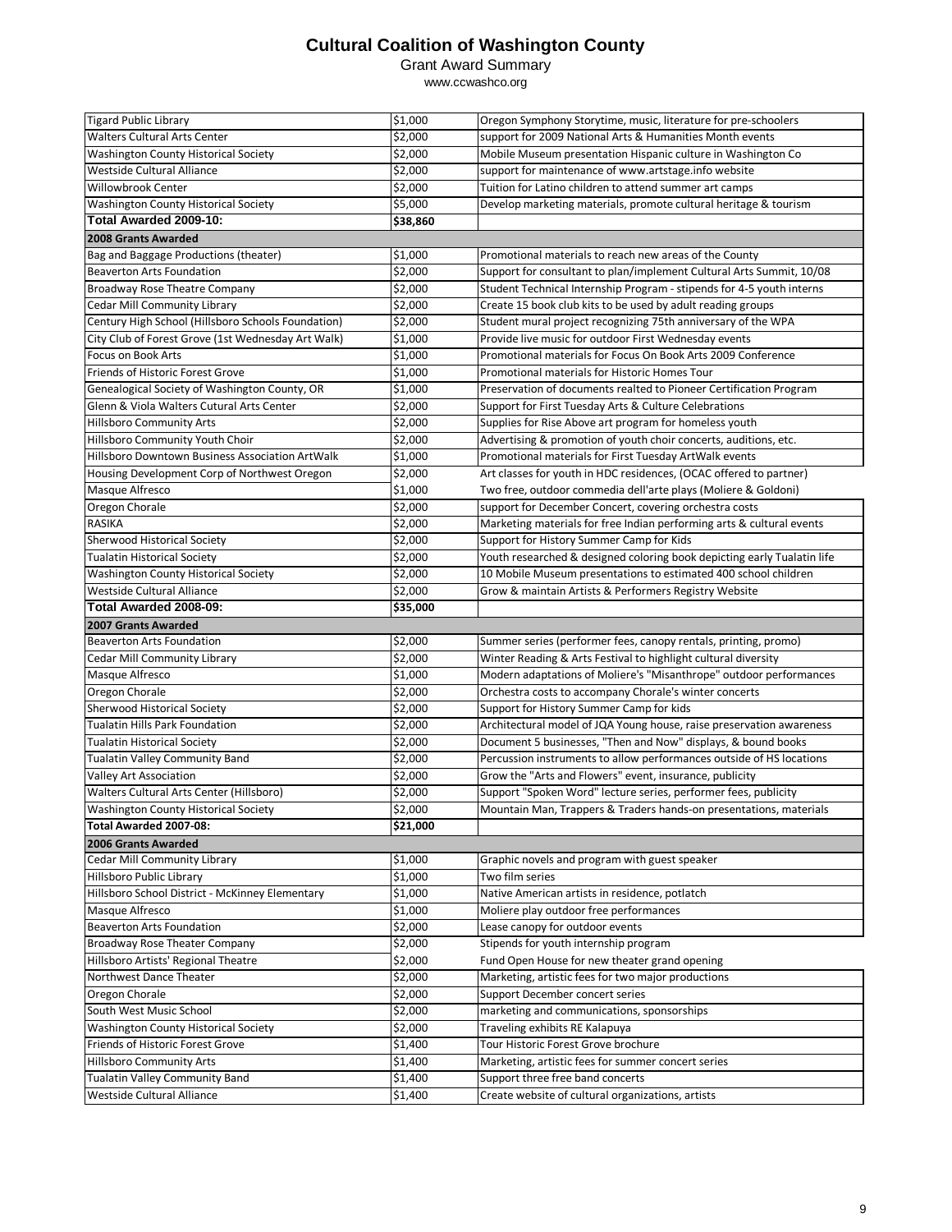# Cultural Coalition of Washington County

Grant Award Summary

www.ccwashco.org

| | | |
|---|---|---|
| Tigard Public Library | $1,000 | Oregon Symphony Storytime, music, literature for pre-schoolers |
| Walters Cultural Arts Center | $2,000 | support for 2009 National Arts & Humanities Month events |
| Washington County Historical Society | $2,000 | Mobile Museum presentation Hispanic culture in Washington Co |
| Westside Cultural Alliance | $2,000 | support for maintenance of www.artstage.info website |
| Willowbrook Center | $2,000 | Tuition for Latino children to attend summer art camps |
| Washington County Historical Society | $5,000 | Develop marketing materials, promote cultural heritage & tourism |
| **Total Awarded 2009-10:** | **$38,860** | |
| **2008 Grants Awarded** | | |
| Bag and Baggage Productions (theater) | $1,000 | Promotional materials to reach new areas of the County |
| Beaverton Arts Foundation | $2,000 | Support for consultant to plan/implement Cultural Arts Summit, 10/08 |
| Broadway Rose Theatre Company | $2,000 | Student Technical Internship Program - stipends for 4-5 youth interns |
| Cedar Mill Community Library | $2,000 | Create 15 book club kits to be used by adult reading groups |
| Century High School (Hillsboro Schools Foundation) | $2,000 | Student mural project recognizing 75th anniversary of the WPA |
| City Club of Forest Grove (1st Wednesday Art Walk) | $1,000 | Provide live music for outdoor First Wednesday events |
| Focus on Book Arts | $1,000 | Promotional materials for Focus On Book Arts 2009 Conference |
| Friends of Historic Forest Grove | $1,000 | Promotional materials for Historic Homes Tour |
| Genealogical Society of Washington County, OR | $1,000 | Preservation of documents realted to Pioneer Certification Program |
| Glenn & Viola Walters Cutural Arts Center | $2,000 | Support for First Tuesday Arts & Culture Celebrations |
| Hillsboro Community Arts | $2,000 | Supplies for Rise Above art program for homeless youth |
| Hillsboro Community Youth Choir | $2,000 | Advertising & promotion of youth choir concerts, auditions, etc. |
| Hillsboro Downtown Business Association ArtWalk | $1,000 | Promotional materials for First Tuesday ArtWalk events |
| Housing Development Corp of Northwest Oregon | $2,000 | Art classes for youth in HDC residences, (OCAC offered to partner) |
| Masque Alfresco | $1,000 | Two free, outdoor commedia dell'arte plays (Moliere & Goldoni) |
| Oregon Chorale | $2,000 | support for December Concert, covering orchestra costs |
| RASIKA | $2,000 | Marketing materials for free Indian performing arts & cultural events |
| Sherwood Historical Society | $2,000 | Support for History Summer Camp for Kids |
| Tualatin Historical Society | $2,000 | Youth researched & designed coloring book depicting early Tualatin life |
| Washington County Historical Society | $2,000 | 10 Mobile Museum presentations to estimated 400 school children |
| Westside Cultural Alliance | $2,000 | Grow & maintain Artists & Performers Registry Website |
| **Total Awarded 2008-09:** | **$35,000** | |
| **2007 Grants Awarded** | | |
| Beaverton Arts Foundation | $2,000 | Summer series (performer fees, canopy rentals, printing, promo) |
| Cedar Mill Community Library | $2,000 | Winter Reading & Arts Festival to highlight cultural diversity |
| Masque Alfresco | $1,000 | Modern adaptations of Moliere's "Misanthrope" outdoor performances |
| Oregon Chorale | $2,000 | Orchestra costs to accompany Chorale's winter concerts |
| Sherwood Historical Society | $2,000 | Support for History Summer Camp for kids |
| Tualatin Hills Park Foundation | $2,000 | Architectural model of JQA Young house, raise preservation awareness |
| Tualatin Historical Society | $2,000 | Document 5 businesses, "Then and Now" displays, & bound books |
| Tualatin Valley Community Band | $2,000 | Percussion instruments to allow performances outside of HS locations |
| Valley Art Association | $2,000 | Grow the "Arts and Flowers" event, insurance, publicity |
| Walters Cultural Arts Center (Hillsboro) | $2,000 | Support "Spoken Word" lecture series, performer fees, publicity |
| Washington County Historical Society | $2,000 | Mountain Man, Trappers & Traders hands-on presentations, materials |
| **Total Awarded 2007-08:** | **$21,000** | |
| **2006 Grants Awarded** | | |
| Cedar Mill Community Library | $1,000 | Graphic novels and program with guest speaker |
| Hillsboro Public Library | $1,000 | Two film series |
| Hillsboro School District - McKinney Elementary | $1,000 | Native American artists in residence, potlatch |
| Masque Alfresco | $1,000 | Moliere play outdoor free performances |
| Beaverton Arts Foundation | $2,000 | Lease canopy for outdoor events |
| Broadway Rose Theater Company | $2,000 | Stipends for youth internship program |
| Hillsboro Artists' Regional Theatre | $2,000 | Fund Open House for new theater grand opening |
| Northwest Dance Theater | $2,000 | Marketing, artistic fees for two major productions |
| Oregon Chorale | $2,000 | Support December concert series |
| South West Music School | $2,000 | marketing and communications, sponsorships |
| Washington County Historical Society | $2,000 | Traveling exhibits RE Kalapuya |
| Friends of Historic Forest Grove | $1,400 | Tour Historic Forest Grove brochure |
| Hillsboro Community Arts | $1,400 | Marketing, artistic fees for summer concert series |
| Tualatin Valley Community Band | $1,400 | Support three free band concerts |
| Westside Cultural Alliance | $1,400 | Create website of cultural organizations, artists |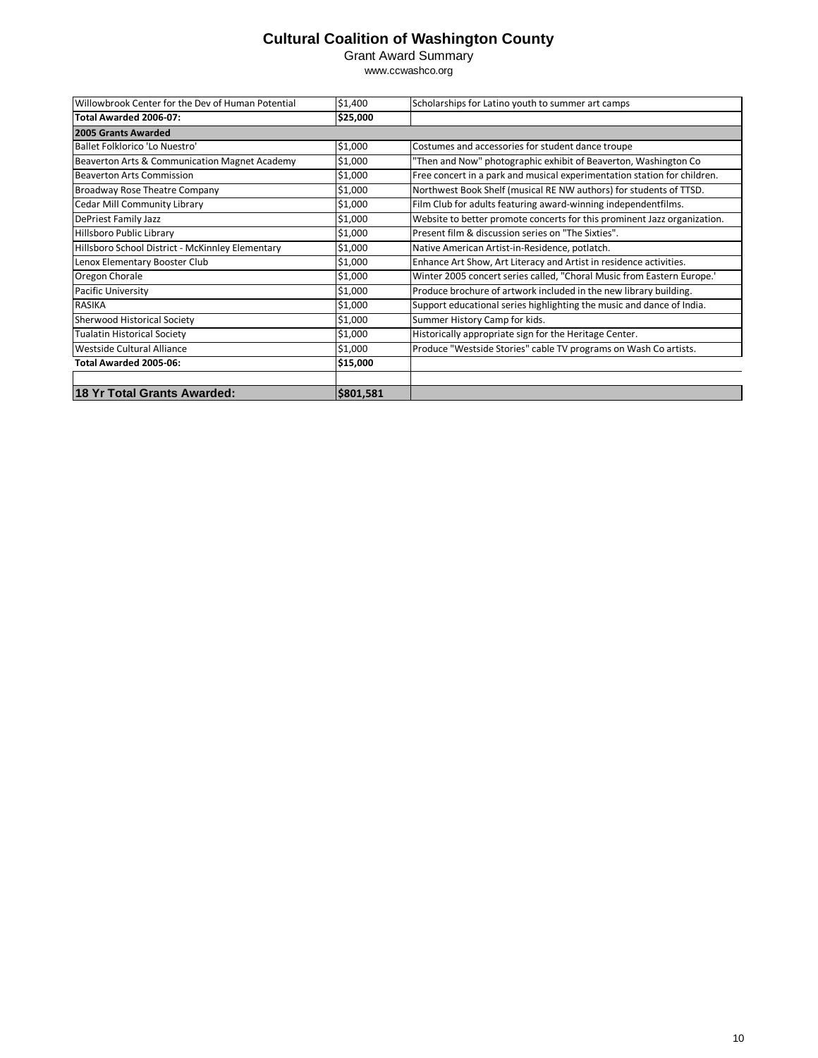# Cultural Coalition of Washington County

Grant Award Summary

www.ccwashco.org

| | | |
|---|---|---|
| Willowbrook Center for the Dev of Human Potential | $1,400 | Scholarships for Latino youth to summer art camps |
| **Total Awarded 2006-07:** | **$25,000** | |
| **2005 Grants Awarded** | | |
| Ballet Folklorico 'Lo Nuestro' | $1,000 | Costumes and accessories for student dance troupe |
| Beaverton Arts & Communication Magnet Academy | $1,000 | "Then and Now" photographic exhibit of Beaverton, Washington Co |
| Beaverton Arts Commission | $1,000 | Free concert in a park and musical experimentation station for children. |
| Broadway Rose Theatre Company | $1,000 | Northwest Book Shelf (musical RE NW authors) for students of TTSD. |
| Cedar Mill Community Library | $1,000 | Film Club for adults featuring award-winning independentfilms. |
| DePriest Family Jazz | $1,000 | Website to better promote concerts for this prominent Jazz organization. |
| Hillsboro Public Library | $1,000 | Present film & discussion series on "The Sixties". |
| Hillsboro School District - McKinnley Elementary | $1,000 | Native American Artist-in-Residence, potlatch. |
| Lenox Elementary Booster Club | $1,000 | Enhance Art Show, Art Literacy and Artist in residence activities. |
| Oregon Chorale | $1,000 | Winter 2005 concert series called, "Choral Music from Eastern Europe.' |
| Pacific University | $1,000 | Produce brochure of artwork included in the new library building. |
| RASIKA | $1,000 | Support educational series highlighting the music and dance of India. |
| Sherwood Historical Society | $1,000 | Summer History Camp for kids. |
| Tualatin Historical Society | $1,000 | Historically appropriate sign for the Heritage Center. |
| Westside Cultural Alliance | $1,000 | Produce "Westside Stories" cable TV programs on Wash Co artists. |
| **Total Awarded 2005-06:** | **$15,000** | |
| | | |
| **18 Yr Total Grants Awarded:** | **$801,581** | |